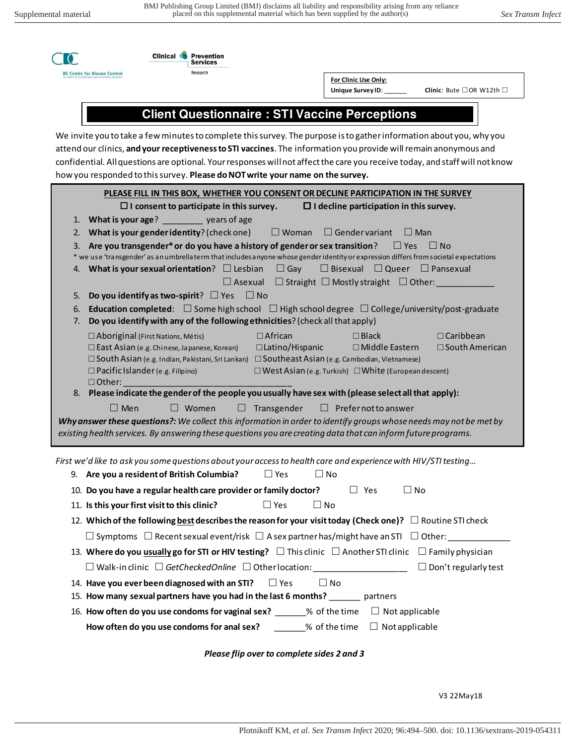BC Centre for Disease Control

Clinical Prevention Services

Research

**For Clinic Use Only:**

**Unique Survey ID**: ______ **Clinic**: Bute ☐OR W12th ☐

# Client Questionnaire : STI Vaccine Perceptions

We invite you to take a few minutes to complete this survey. The purpose is to gather information about you, why you attend our clinics, **and your receptiveness to STI vaccines**. The information you provide will remain anonymous and confidential. All questions are optional. Your responses will not affect the care you receive today, and staff will not know how you responded to this survey. **Please do NOT write your name on the survey.**

**PLEASE FILL IN THIS BOX, WHETHER YOU CONSENT OR DECLINE PARTICIPATION IN THE SURVEY**

☐ **I consent to participate in this survey.** ☐ **I decline participation in this survey.**

1. **What is your age**? _________ years of age
2. **What is your gender identity**? (check one) ☐ Woman ☐ Gender variant ☐ Man
3. **Are you transgender\* or do you have a history of gender or sex transition**? ☐ Yes ☐ No

\* we use 'transgender' as an umbrella term that includes anyone whose gender identity or expression differs from societal expectations

4. **What is your sexual orientation**? ☐ Lesbian ☐ Gay ☐ Bisexual ☐ Queer ☐ Pansexual ☐ Asexual ☐ Straight ☐ Mostly straight ☐ Other: ____________
5. **Do you identify as two-spirit**? ☐ Yes ☐ No
6. **Education completed**: ☐ Some high school ☐ High school degree ☐ College/university/post-graduate
7. **Do you identify with any of the following ethnicities**? (check all that apply)

   ☐ Aboriginal (First Nations, Métis) ☐ African ☐ Black ☐ Caribbean
   ☐ East Asian (e.g. Chinese, Japanese, Korean) ☐ Latino/Hispanic ☐ Middle Eastern ☐ South American
   ☐ South Asian (e.g. Indian, Pakistani, Sri Lankan) ☐ Southeast Asian (e.g. Cambodian, Vietnamese)
   ☐ Pacific Islander (e.g. Filipino) ☐ West Asian (e.g. Turkish) ☐ White (European descent)
   ☐ Other: ___________________________________
8. **Please indicate the gender of the people you usually have sex with (please select all that apply):**

   ☐ Men ☐ Women ☐ Transgender ☐ Prefer not to answer

***Why answer these questions?:*** *We collect this information in order to identify groups whose needs may not be met by existing health services. By answering these questions you are creating data that can inform future programs.*

*First we'd like to ask you some questions about your access to health care and experience with HIV/STI testing…*

9. **Are you a resident of British Columbia?** ☐ Yes ☐ No
10. **Do you have a regular health care provider or family doctor?** ☐ Yes ☐ No
11. **Is this your first visit to this clinic?** ☐ Yes ☐ No
12. **Which of the following best describes the reason for your visit today (Check one)?** ☐ Routine STI check ☐ Symptoms ☐ Recent sexual event/risk ☐ A sex partner has/might have an STI ☐ Other: ____________
13. **Where do you usually go for STI or HIV testing?** ☐ This clinic ☐ Another STI clinic ☐ Family physician ☐ Walk-in clinic ☐ *GetCheckedOnline* ☐ Other location: __________________ ☐ Don't regularly test
14. **Have you ever been diagnosed with an STI?** ☐ Yes ☐ No
15. **How many sexual partners have you had in the last 6 months?** ______ partners
16. **How often do you use condoms for vaginal sex?** ______% of the time ☐ Not applicable

    **How often do you use condoms for anal sex?** ______% of the time ☐ Not applicable

***Please flip over to complete sides 2 and 3***

V3 22May18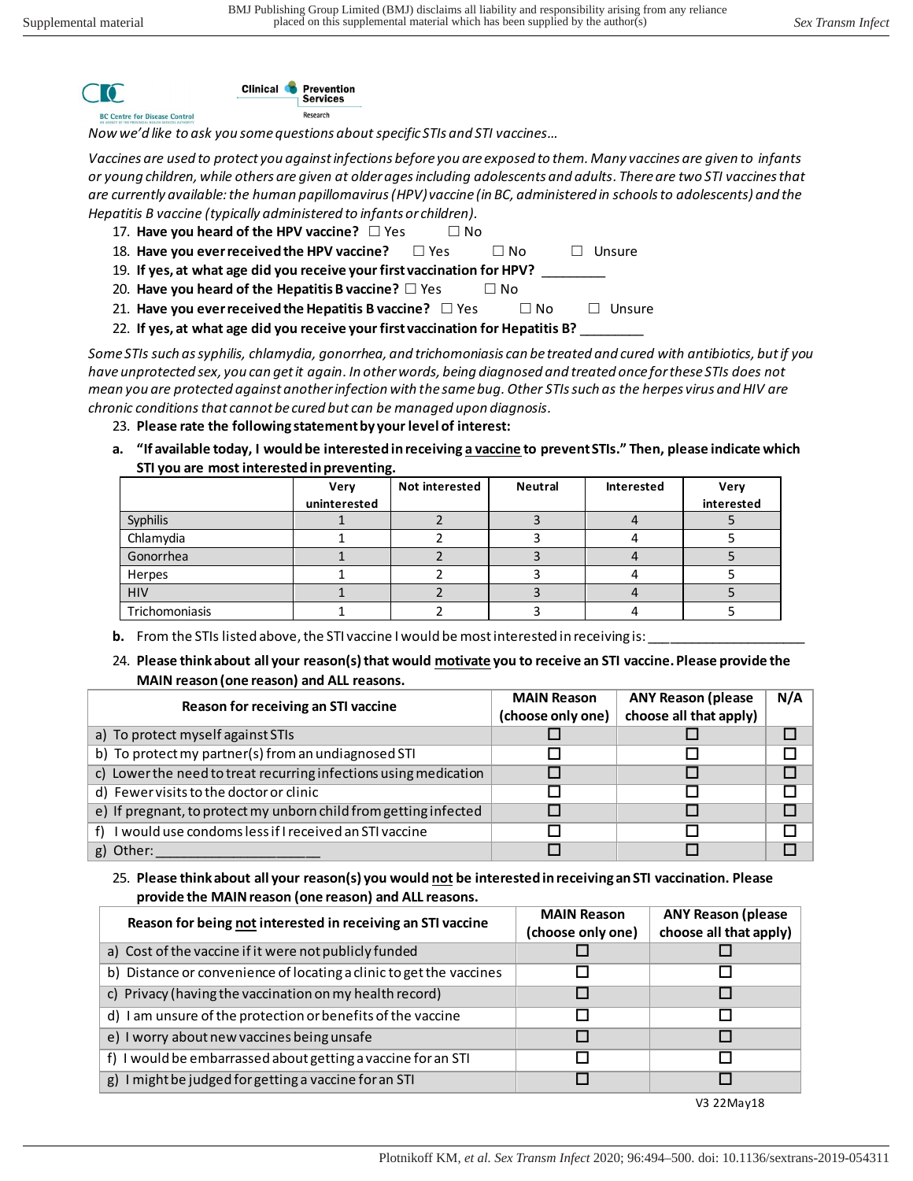Now we'd like to ask you some questions about specific STIs and STI vaccines…

*Vaccines are used to protect you against infections before you are exposed to them. Many vaccines are given to infants or young children, while others are given at older ages including adolescents and adults. There are two STI vaccines that are currently available: the human papillomavirus (HPV) vaccine (in BC, administered in schools to adolescents) and the Hepatitis B vaccine (typically administered to infants or children).*

17. **Have you heard of the HPV vaccine?** ☐ Yes ☐ No
18. **Have you ever received the HPV vaccine?** ☐ Yes ☐ No ☐ Unsure
19. **If yes, at what age did you receive your first vaccination for HPV?** _________
20. **Have you heard of the Hepatitis B vaccine?** ☐ Yes ☐ No
21. **Have you ever received the Hepatitis B vaccine?** ☐ Yes ☐ No ☐ Unsure
22. **If yes, at what age did you receive your first vaccination for Hepatitis B?** _________

*Some STIs such as syphilis, chlamydia, gonorrhea, and trichomoniasis can be treated and cured with antibiotics, but if you have unprotected sex, you can get it again. In other words, being diagnosed and treated once for these STIs does not mean you are protected against another infection with the same bug. Other STIs such as the herpes virus and HIV are chronic conditions that cannot be cured but can be managed upon diagnosis.*

23. **Please rate the following statement by your level of interest:**

**a. "If available today, I would be interested in receiving a vaccine to prevent STIs." Then, please indicate which STI you are most interested in preventing.**

| | Very uninterested | Not interested | Neutral | Interested | Very interested |
|---|---|---|---|---|---|
| Syphilis | 1 | 2 | 3 | 4 | 5 |
| Chlamydia | 1 | 2 | 3 | 4 | 5 |
| Gonorrhea | 1 | 2 | 3 | 4 | 5 |
| Herpes | 1 | 2 | 3 | 4 | 5 |
| HIV | 1 | 2 | 3 | 4 | 5 |
| Trichomoniasis | 1 | 2 | 3 | 4 | 5 |

**b.** From the STIs listed above, the STI vaccine I would be most interested in receiving is: ____________________

24. **Please think about all your reason(s) that would motivate you to receive an STI vaccine. Please provide the MAIN reason (one reason) and ALL reasons.**

| Reason for receiving an STI vaccine | MAIN Reason (choose only one) | ANY Reason (please choose all that apply) | N/A |
|---|---|---|---|
| a) To protect myself against STIs | ☐ | ☐ | ☐ |
| b) To protect my partner(s) from an undiagnosed STI | ☐ | ☐ | ☐ |
| c) Lower the need to treat recurring infections using medication | ☐ | ☐ | ☐ |
| d) Fewer visits to the doctor or clinic | ☐ | ☐ | ☐ |
| e) If pregnant, to protect my unborn child from getting infected | ☐ | ☐ | ☐ |
| f) I would use condoms less if I received an STI vaccine | ☐ | ☐ | ☐ |
| g) Other: ______________________ | ☐ | ☐ | ☐ |

25. **Please think about all your reason(s) you would not be interested in receiving an STI vaccination. Please provide the MAIN reason (one reason) and ALL reasons.**

| Reason for being not interested in receiving an STI vaccine | MAIN Reason (choose only one) | ANY Reason (please choose all that apply) |
|---|---|---|
| a) Cost of the vaccine if it were not publicly funded | ☐ | ☐ |
| b) Distance or convenience of locating a clinic to get the vaccines | ☐ | ☐ |
| c) Privacy (having the vaccination on my health record) | ☐ | ☐ |
| d) I am unsure of the protection or benefits of the vaccine | ☐ | ☐ |
| e) I worry about new vaccines being unsafe | ☐ | ☐ |
| f) I would be embarrassed about getting a vaccine for an STI | ☐ | ☐ |
| g) I might be judged for getting a vaccine for an STI | ☐ | ☐ |

V3 22May18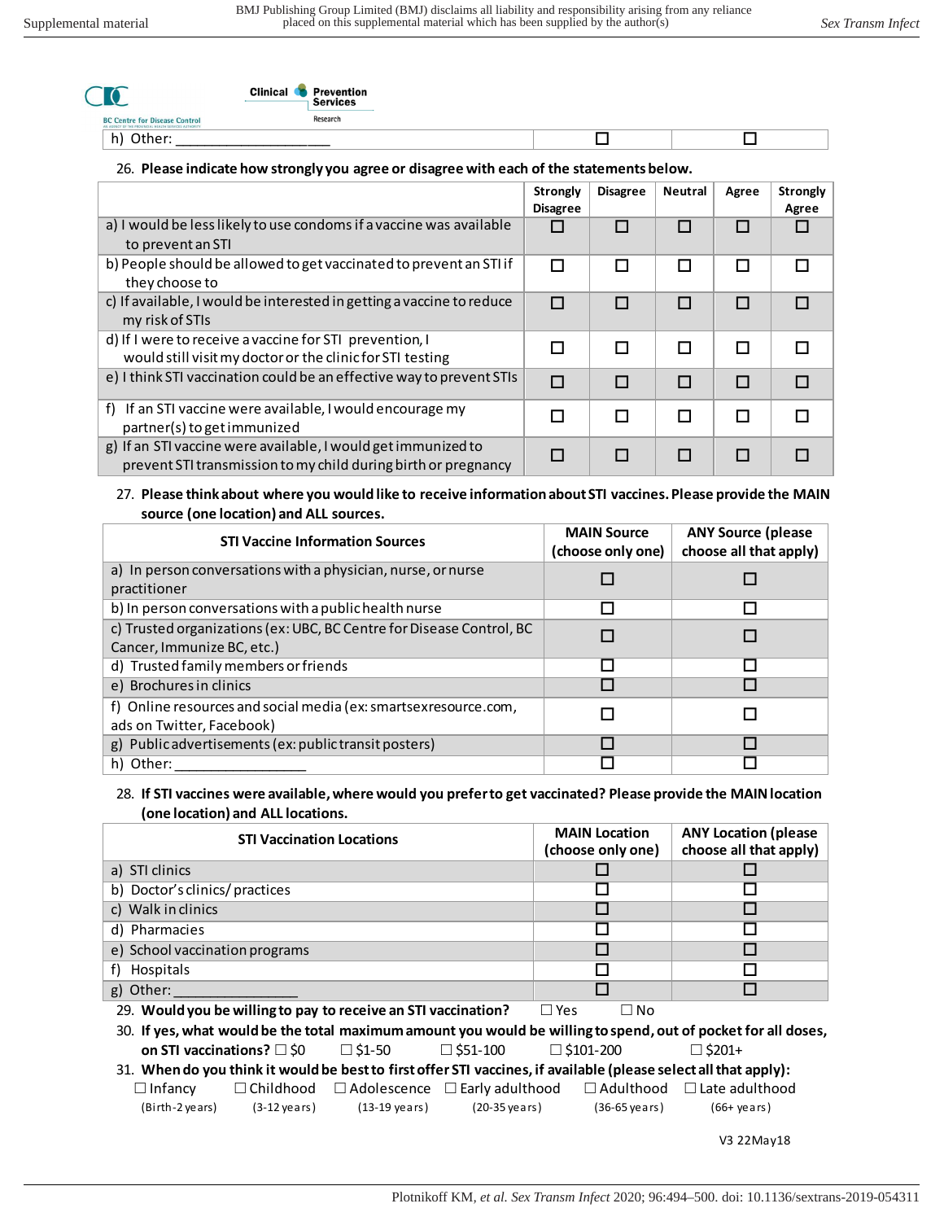| | | |
|---|---|---|
| h) Other: ___________________ | ☐ | ☐ |

26. **Please indicate how strongly you agree or disagree with each of the statements below.**

| | Strongly Disagree | Disagree | Neutral | Agree | Strongly Agree |
|---|---|---|---|---|---|
| a) I would be less likely to use condoms if a vaccine was available to prevent an STI | ☐ | ☐ | ☐ | ☐ | ☐ |
| b) People should be allowed to get vaccinated to prevent an STI if they choose to | ☐ | ☐ | ☐ | ☐ | ☐ |
| c) If available, I would be interested in getting a vaccine to reduce my risk of STIs | ☐ | ☐ | ☐ | ☐ | ☐ |
| d) If I were to receive a vaccine for STI prevention, I would still visit my doctor or the clinic for STI testing | ☐ | ☐ | ☐ | ☐ | ☐ |
| e) I think STI vaccination could be an effective way to prevent STIs | ☐ | ☐ | ☐ | ☐ | ☐ |
| f) If an STI vaccine were available, I would encourage my partner(s) to get immunized | ☐ | ☐ | ☐ | ☐ | ☐ |
| g) If an STI vaccine were available, I would get immunized to prevent STI transmission to my child during birth or pregnancy | ☐ | ☐ | ☐ | ☐ | ☐ |

27. **Please think about where you would like to receive information about STI vaccines. Please provide the MAIN source (one location) and ALL sources.**

| STI Vaccine Information Sources | MAIN Source (choose only one) | ANY Source (please choose all that apply) |
|---|---|---|
| a) In person conversations with a physician, nurse, or nurse practitioner | ☐ | ☐ |
| b) In person conversations with a public health nurse | ☐ | ☐ |
| c) Trusted organizations (ex: UBC, BC Centre for Disease Control, BC Cancer, Immunize BC, etc.) | ☐ | ☐ |
| d) Trusted family members or friends | ☐ | ☐ |
| e) Brochures in clinics | ☐ | ☐ |
| f) Online resources and social media (ex: smartsexresource.com, ads on Twitter, Facebook) | ☐ | ☐ |
| g) Public advertisements (ex: public transit posters) | ☐ | ☐ |
| h) Other: _________________ | ☐ | ☐ |

28. **If STI vaccines were available, where would you prefer to get vaccinated? Please provide the MAIN location (one location) and ALL locations.**

| STI Vaccination Locations | MAIN Location (choose only one) | ANY Location (please choose all that apply) |
|---|---|---|
| a) STI clinics | ☐ | ☐ |
| b) Doctor's clinics/ practices | ☐ | ☐ |
| c) Walk in clinics | ☐ | ☐ |
| d) Pharmacies | ☐ | ☐ |
| e) School vaccination programs | ☐ | ☐ |
| f) Hospitals | ☐ | ☐ |
| g) Other: ________________ | ☐ | ☐ |

29. **Would you be willing to pay to receive an STI vaccination?** ☐ Yes ☐ No

30. **If yes, what would be the total maximum amount you would be willing to spend, out of pocket for all doses, on STI vaccinations?** ☐ $0 ☐ $1-50 ☐ $51-100 ☐ $101-200 ☐ $201+

31. **When do you think it would be best to first offer STI vaccines, if available (please select all that apply):**
☐ Infancy (Birth-2 years) ☐ Childhood (3-12 years) ☐ Adolescence (13-19 years) ☐ Early adulthood (20-35 years) ☐ Adulthood (36-65 years) ☐ Late adulthood (66+ years)

V3 22May18